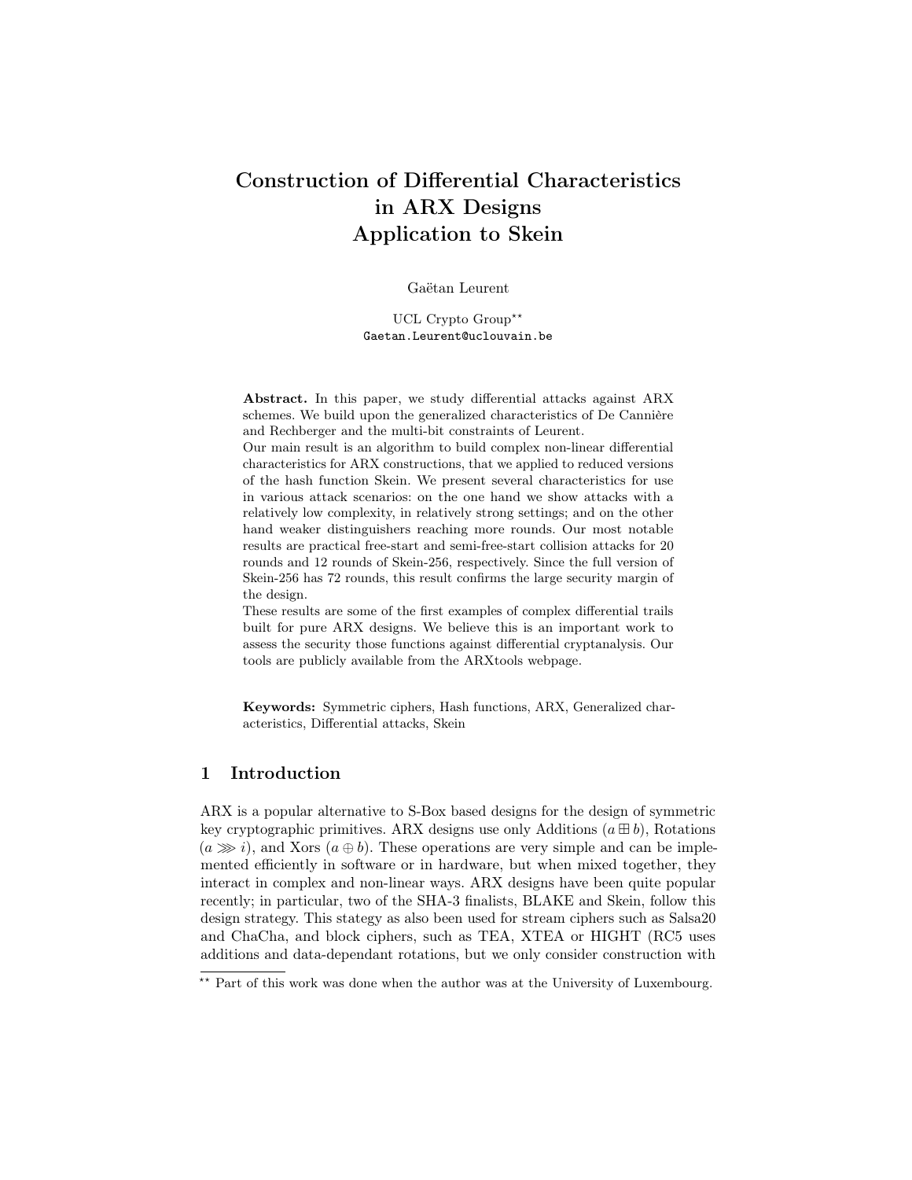# Construction of Differential Characteristics in ARX Designs Application to Skein

Gaëtan Leurent

UCL Crypto Group[**]
Gaetan.Leurent@uclouvain.be

**Abstract.** In this paper, we study differential attacks against ARX schemes. We build upon the generalized characteristics of De Cannière and Rechberger and the multi-bit constraints of Leurent.
Our main result is an algorithm to build complex non-linear differential characteristics for ARX constructions, that we applied to reduced versions of the hash function Skein. We present several characteristics for use in various attack scenarios: on the one hand we show attacks with a relatively low complexity, in relatively strong settings; and on the other hand weaker distinguishers reaching more rounds. Our most notable results are practical free-start and semi-free-start collision attacks for 20 rounds and 12 rounds of Skein-256, respectively. Since the full version of Skein-256 has 72 rounds, this result confirms the large security margin of the design.
These results are some of the first examples of complex differential trails built for pure ARX designs. We believe this is an important work to assess the security those functions against differential cryptanalysis. Our tools are publicly available from the ARXtools webpage.

**Keywords:** Symmetric ciphers, Hash functions, ARX, Generalized characteristics, Differential attacks, Skein

## 1 Introduction

ARX is a popular alternative to S-Box based designs for the design of symmetric key cryptographic primitives. ARX designs use only Additions ($a \boxplus b$), Rotations ($a \ggg i$), and Xors ($a \oplus b$). These operations are very simple and can be implemented efficiently in software or in hardware, but when mixed together, they interact in complex and non-linear ways. ARX designs have been quite popular recently; in particular, two of the SHA-3 finalists, BLAKE and Skein, follow this design strategy. This stategy as also been used for stream ciphers such as Salsa20 and ChaCha, and block ciphers, such as TEA, XTEA or HIGHT (RC5 uses additions and data-dependant rotations, but we only consider construction with

[**] Part of this work was done when the author was at the University of Luxembourg.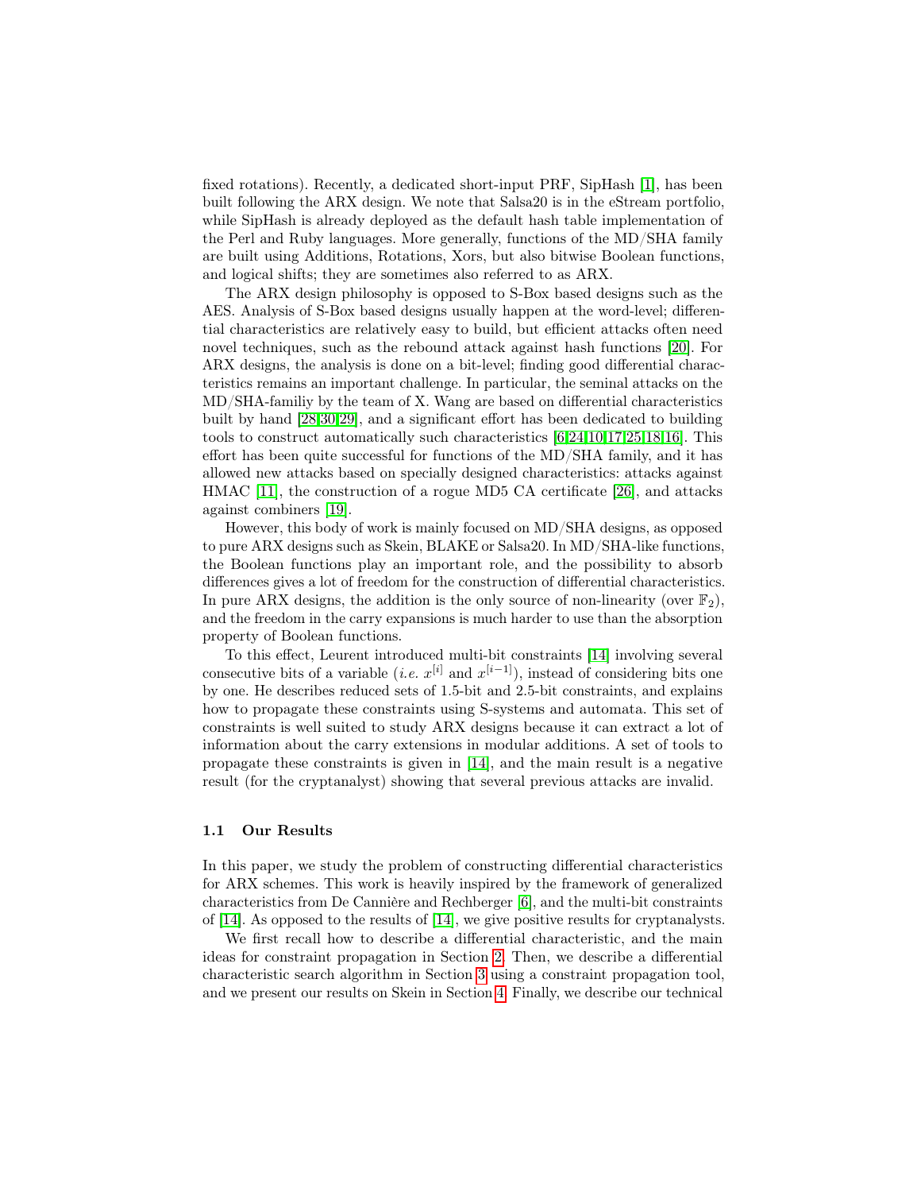fixed rotations). Recently, a dedicated short-input PRF, SipHash [1], has been built following the ARX design. We note that Salsa20 is in the eStream portfolio, while SipHash is already deployed as the default hash table implementation of the Perl and Ruby languages. More generally, functions of the MD/SHA family are built using Additions, Rotations, Xors, but also bitwise Boolean functions, and logical shifts; they are sometimes also referred to as ARX.

The ARX design philosophy is opposed to S-Box based designs such as the AES. Analysis of S-Box based designs usually happen at the word-level; differential characteristics are relatively easy to build, but efficient attacks often need novel techniques, such as the rebound attack against hash functions [20]. For ARX designs, the analysis is done on a bit-level; finding good differential characteristics remains an important challenge. In particular, the seminal attacks on the MD/SHA-familiy by the team of X. Wang are based on differential characteristics built by hand [28,30,29], and a significant effort has been dedicated to building tools to construct automatically such characteristics [6,24,10,17,25,18,16]. This effort has been quite successful for functions of the MD/SHA family, and it has allowed new attacks based on specially designed characteristics: attacks against HMAC [11], the construction of a rogue MD5 CA certificate [26], and attacks against combiners [19].

However, this body of work is mainly focused on MD/SHA designs, as opposed to pure ARX designs such as Skein, BLAKE or Salsa20. In MD/SHA-like functions, the Boolean functions play an important role, and the possibility to absorb differences gives a lot of freedom for the construction of differential characteristics. In pure ARX designs, the addition is the only source of non-linearity (over $\mathbb{F}_2$), and the freedom in the carry expansions is much harder to use than the absorption property of Boolean functions.

To this effect, Leurent introduced multi-bit constraints [14] involving several consecutive bits of a variable (*i.e.* $x^{[i]}$ and $x^{[i-1]}$), instead of considering bits one by one. He describes reduced sets of 1.5-bit and 2.5-bit constraints, and explains how to propagate these constraints using S-systems and automata. This set of constraints is well suited to study ARX designs because it can extract a lot of information about the carry extensions in modular additions. A set of tools to propagate these constraints is given in [14], and the main result is a negative result (for the cryptanalyst) showing that several previous attacks are invalid.

### 1.1 Our Results

In this paper, we study the problem of constructing differential characteristics for ARX schemes. This work is heavily inspired by the framework of generalized characteristics from De Cannière and Rechberger [6], and the multi-bit constraints of [14]. As opposed to the results of [14], we give positive results for cryptanalysts.

We first recall how to describe a differential characteristic, and the main ideas for constraint propagation in Section 2. Then, we describe a differential characteristic search algorithm in Section 3 using a constraint propagation tool, and we present our results on Skein in Section 4. Finally, we describe our technical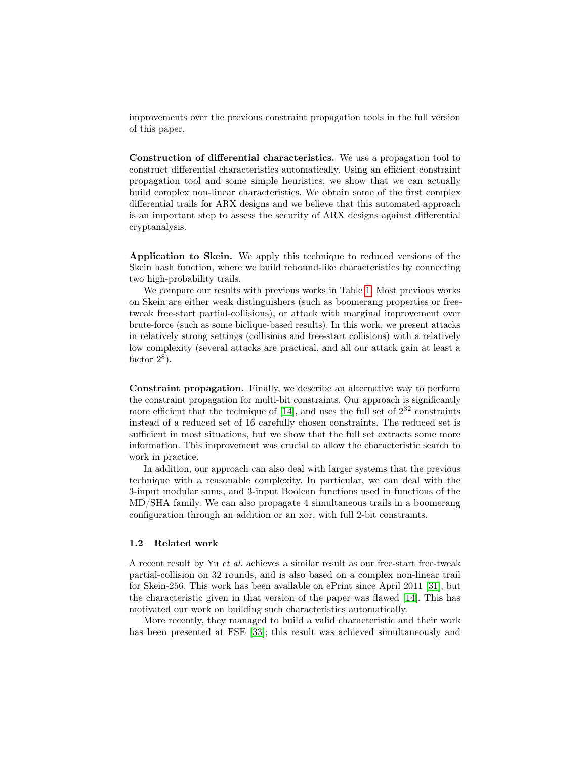improvements over the previous constraint propagation tools in the full version of this paper.

**Construction of differential characteristics.** We use a propagation tool to construct differential characteristics automatically. Using an efficient constraint propagation tool and some simple heuristics, we show that we can actually build complex non-linear characteristics. We obtain some of the first complex differential trails for ARX designs and we believe that this automated approach is an important step to assess the security of ARX designs against differential cryptanalysis.

**Application to Skein.** We apply this technique to reduced versions of the Skein hash function, where we build rebound-like characteristics by connecting two high-probability trails.

We compare our results with previous works in Table 1. Most previous works on Skein are either weak distinguishers (such as boomerang properties or free-tweak free-start partial-collisions), or attack with marginal improvement over brute-force (such as some biclique-based results). In this work, we present attacks in relatively strong settings (collisions and free-start collisions) with a relatively low complexity (several attacks are practical, and all our attack gain at least a factor $2^8$).

**Constraint propagation.** Finally, we describe an alternative way to perform the constraint propagation for multi-bit constraints. Our approach is significantly more efficient that the technique of [14], and uses the full set of $2^{32}$ constraints instead of a reduced set of 16 carefully chosen constraints. The reduced set is sufficient in most situations, but we show that the full set extracts some more information. This improvement was crucial to allow the characteristic search to work in practice.

In addition, our approach can also deal with larger systems that the previous technique with a reasonable complexity. In particular, we can deal with the 3-input modular sums, and 3-input Boolean functions used in functions of the MD/SHA family. We can also propagate 4 simultaneous trails in a boomerang configuration through an addition or an xor, with full 2-bit constraints.

### 1.2 Related work

A recent result by Yu *et al.* achieves a similar result as our free-start free-tweak partial-collision on 32 rounds, and is also based on a complex non-linear trail for Skein-256. This work has been available on ePrint since April 2011 [31], but the characteristic given in that version of the paper was flawed [14]. This has motivated our work on building such characteristics automatically.

More recently, they managed to build a valid characteristic and their work has been presented at FSE [33]; this result was achieved simultaneously and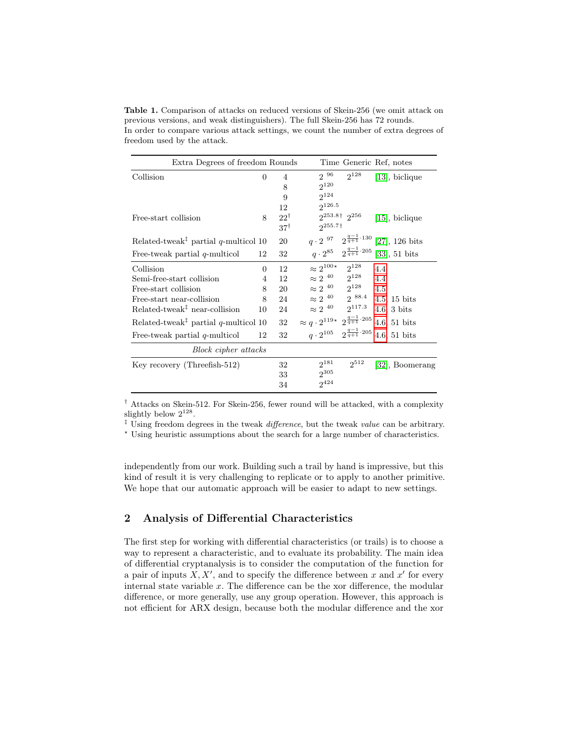**Table 1.** Comparison of attacks on reduced versions of Skein-256 (we omit attack on previous versions, and weak distinguishers). The full Skein-256 has 72 rounds. In order to compare various attack settings, we count the number of extra degrees of freedom used by the attack.

| | Extra Degrees of freedom | Rounds | Time | Generic | Ref, notes |
|---|---|---|---|---|---|
| Collision | 0 | 4 | $2^{96}$ | $2^{128}$ | [13], biclique |
| | | 8 | $2^{120}$ | | |
| | | 9 | $2^{124}$ | | |
| | | 12 | $2^{126.5}$ | | |
| Free-start collision | 8 | 22† | $2^{253.8\dagger}$ | $2^{256}$ | [15], biclique |
| | | 37† | $2^{255.7\dagger}$ | | |
| Related-tweak‡ partial $q$-multicol | 10 | 20 | $q \cdot 2^{97}$ | $2^{\frac{q-1}{q+1}\cdot 130}$ | [27], 126 bits |
| Free-tweak partial $q$-multicol | 12 | 32 | $q \cdot 2^{85}$ | $2^{\frac{q-1}{q+1}\cdot 205}$ | [33], 51 bits |
| Collision | 0 | 12 | $\approx 2^{100\star}$ | $2^{128}$ | 4.4 |
| Semi-free-start collision | 4 | 12 | $\approx 2^{40}$ | $2^{128}$ | 4.4 |
| Free-start collision | 8 | 20 | $\approx 2^{40}$ | $2^{128}$ | 4.5 |
| Free-start near-collision | 8 | 24 | $\approx 2^{40}$ | $2^{88.4}$ | 4.5, 15 bits |
| Related-tweak‡ near-collision | 10 | 24 | $\approx 2^{40}$ | $2^{117.3}$ | 4.6, 3 bits |
| Related-tweak‡ partial $q$-multicol | 10 | 32 | $\approx q \cdot 2^{119\star}$ | $2^{\frac{q-1}{q+1}\cdot 205}$ | 4.6, 51 bits |
| Free-tweak partial $q$-multicol | 12 | 32 | $q \cdot 2^{105}$ | $2^{\frac{q-1}{q+1}\cdot 205}$ | 4.6, 51 bits |
| *Block cipher attacks* | | | | | |
| Key recovery (Threefish-512) | | 32 | $2^{181}$ | $2^{512}$ | [32], Boomerang |
| | | 33 | $2^{305}$ | | |
| | | 34 | $2^{424}$ | | |

† Attacks on Skein-512. For Skein-256, fewer round will be attacked, with a complexity slightly below $2^{128}$.

‡ Using freedom degrees in the tweak *difference*, but the tweak *value* can be arbitrary.

⋆ Using heuristic assumptions about the search for a large number of characteristics.

independently from our work. Building such a trail by hand is impressive, but this kind of result it is very challenging to replicate or to apply to another primitive. We hope that our automatic approach will be easier to adapt to new settings.

## 2 Analysis of Differential Characteristics

The first step for working with differential characteristics (or trails) is to choose a way to represent a characteristic, and to evaluate its probability. The main idea of differential cryptanalysis is to consider the computation of the function for a pair of inputs $X, X'$, and to specify the difference between $x$ and $x'$ for every internal state variable $x$. The difference can be the xor difference, the modular difference, or more generally, use any group operation. However, this approach is not efficient for ARX design, because both the modular difference and the xor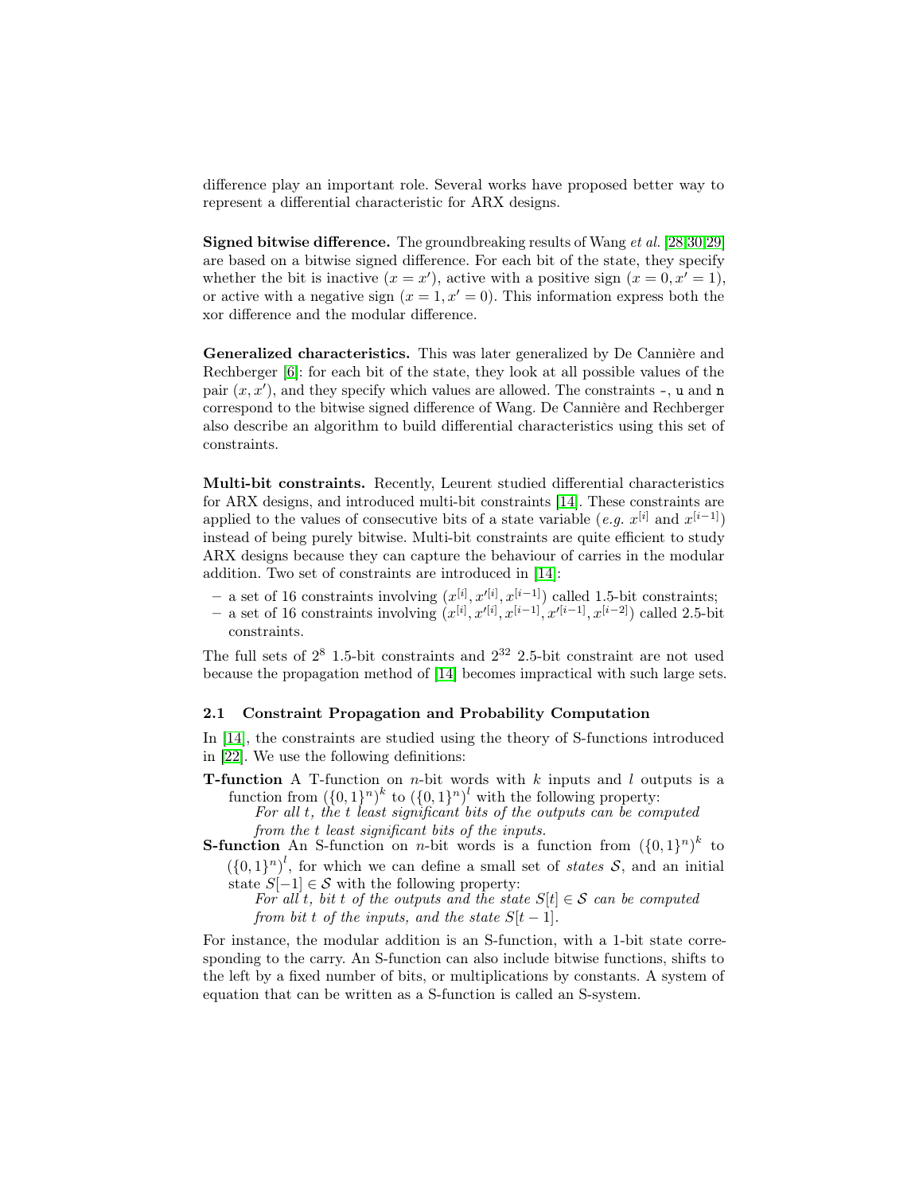difference play an important role. Several works have proposed better way to represent a differential characteristic for ARX designs.

**Signed bitwise difference.** The groundbreaking results of Wang *et al.* [28,30,29] are based on a bitwise signed difference. For each bit of the state, they specify whether the bit is inactive ($x = x'$), active with a positive sign ($x = 0, x' = 1$), or active with a negative sign ($x = 1, x' = 0$). This information express both the xor difference and the modular difference.

**Generalized characteristics.** This was later generalized by De Cannière and Rechberger [6]: for each bit of the state, they look at all possible values of the pair $(x, x')$, and they specify which values are allowed. The constraints `-`, `u` and `n` correspond to the bitwise signed difference of Wang. De Cannière and Rechberger also describe an algorithm to build differential characteristics using this set of constraints.

**Multi-bit constraints.** Recently, Leurent studied differential characteristics for ARX designs, and introduced multi-bit constraints [14]. These constraints are applied to the values of consecutive bits of a state variable (*e.g.* $x^{[i]}$ and $x^{[i-1]}$) instead of being purely bitwise. Multi-bit constraints are quite efficient to study ARX designs because they can capture the behaviour of carries in the modular addition. Two set of constraints are introduced in [14]:

- a set of 16 constraints involving $(x^{[i]}, x'^{[i]}, x^{[i-1]})$ called 1.5-bit constraints;
- a set of 16 constraints involving $(x^{[i]}, x'^{[i]}, x^{[i-1]}, x'^{[i-1]}, x^{[i-2]})$ called 2.5-bit constraints.

The full sets of $2^8$ 1.5-bit constraints and $2^{32}$ 2.5-bit constraint are not used because the propagation method of [14] becomes impractical with such large sets.

### 2.1 Constraint Propagation and Probability Computation

In [14], the constraints are studied using the theory of S-functions introduced in [22]. We use the following definitions:

**T-function** A T-function on $n$-bit words with $k$ inputs and $l$ outputs is a function from $(\{0,1\}^n)^k$ to $(\{0,1\}^n)^l$ with the following property:
*For all $t$, the $t$ least significant bits of the outputs can be computed from the $t$ least significant bits of the inputs.*

**S-function** An S-function on $n$-bit words is a function from $(\{0,1\}^n)^k$ to $(\{0,1\}^n)^l$, for which we can define a small set of *states* $\mathcal{S}$, and an initial state $S[-1] \in \mathcal{S}$ with the following property:
*For all $t$, bit $t$ of the outputs and the state $S[t] \in \mathcal{S}$ can be computed from bit $t$ of the inputs, and the state $S[t-1]$.*

For instance, the modular addition is an S-function, with a 1-bit state corresponding to the carry. An S-function can also include bitwise functions, shifts to the left by a fixed number of bits, or multiplications by constants. A system of equation that can be written as a S-function is called an S-system.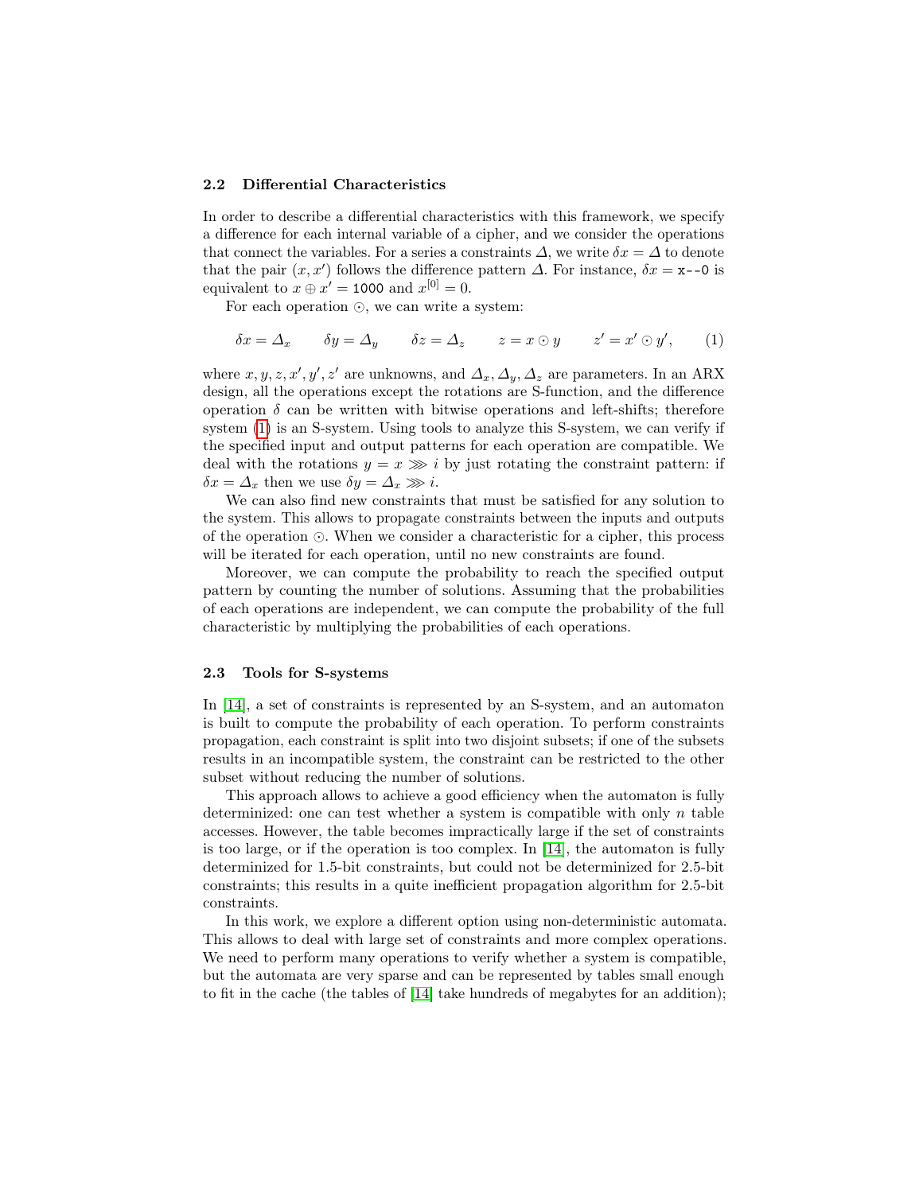### 2.2 Differential Characteristics

In order to describe a differential characteristics with this framework, we specify a difference for each internal variable of a cipher, and we consider the operations that connect the variables. For a series a constraints $\varDelta$, we write $\delta x = \varDelta$ to denote that the pair $(x, x')$ follows the difference pattern $\varDelta$. For instance, $\delta x =$ `x--0` is equivalent to $x \oplus x' =$ `1000` and $x^{[0]} = 0$.

For each operation $\odot$, we can write a system:

$$\delta x = \varDelta_x \qquad \delta y = \varDelta_y \qquad \delta z = \varDelta_z \qquad z = x \odot y \qquad z' = x' \odot y', \tag{1}$$

where $x, y, z, x', y', z'$ are unknowns, and $\varDelta_x, \varDelta_y, \varDelta_z$ are parameters. In an ARX design, all the operations except the rotations are S-function, and the difference operation $\delta$ can be written with bitwise operations and left-shifts; therefore system (1) is an S-system. Using tools to analyze this S-system, we can verify if the specified input and output patterns for each operation are compatible. We deal with the rotations $y = x \ggg i$ by just rotating the constraint pattern: if $\delta x = \varDelta_x$ then we use $\delta y = \varDelta_x \ggg i$.

We can also find new constraints that must be satisfied for any solution to the system. This allows to propagate constraints between the inputs and outputs of the operation $\odot$. When we consider a characteristic for a cipher, this process will be iterated for each operation, until no new constraints are found.

Moreover, we can compute the probability to reach the specified output pattern by counting the number of solutions. Assuming that the probabilities of each operations are independent, we can compute the probability of the full characteristic by multiplying the probabilities of each operations.

### 2.3 Tools for S-systems

In [14], a set of constraints is represented by an S-system, and an automaton is built to compute the probability of each operation. To perform constraints propagation, each constraint is split into two disjoint subsets; if one of the subsets results in an incompatible system, the constraint can be restricted to the other subset without reducing the number of solutions.

This approach allows to achieve a good efficiency when the automaton is fully determinized: one can test whether a system is compatible with only $n$ table accesses. However, the table becomes impractically large if the set of constraints is too large, or if the operation is too complex. In [14], the automaton is fully determinized for 1.5-bit constraints, but could not be determinized for 2.5-bit constraints; this results in a quite inefficient propagation algorithm for 2.5-bit constraints.

In this work, we explore a different option using non-deterministic automata. This allows to deal with large set of constraints and more complex operations. We need to perform many operations to verify whether a system is compatible, but the automata are very sparse and can be represented by tables small enough to fit in the cache (the tables of [14] take hundreds of megabytes for an addition);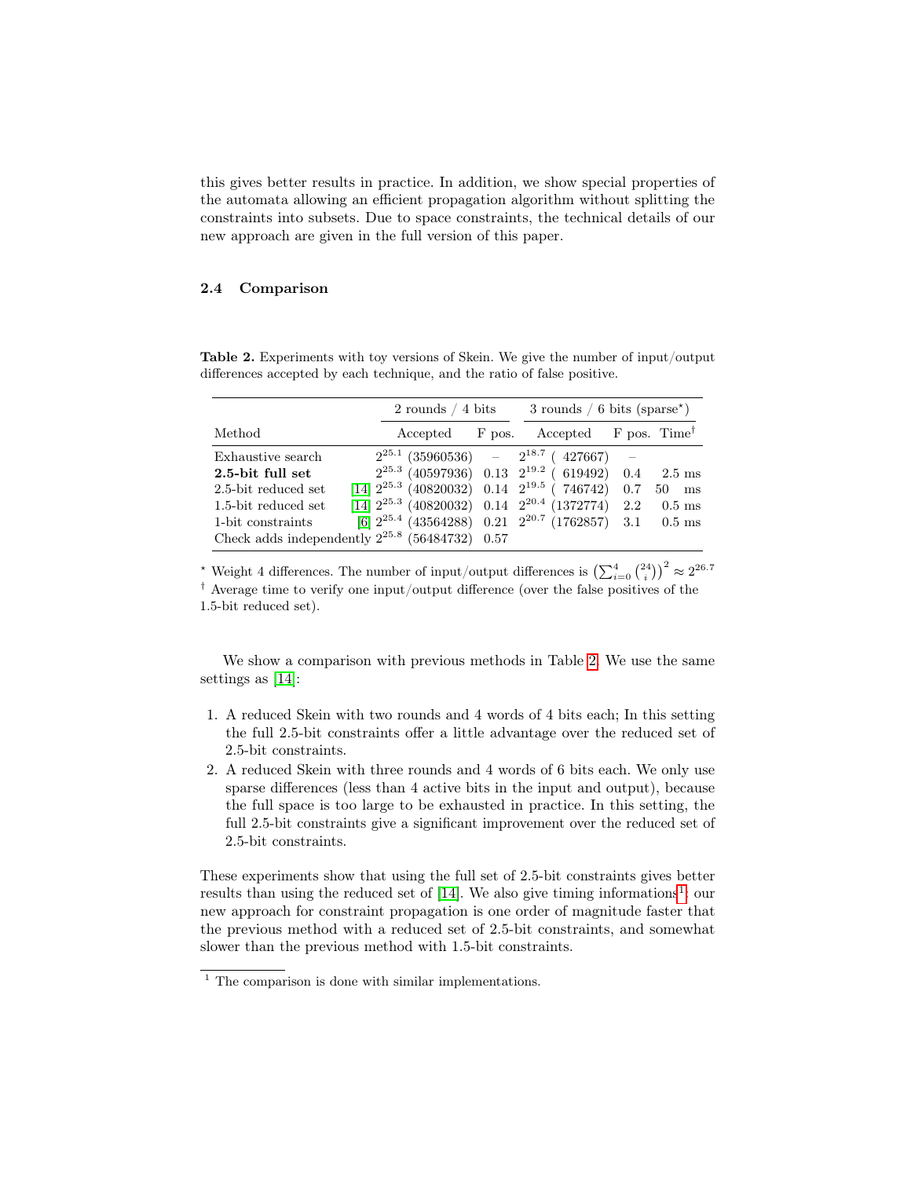this gives better results in practice. In addition, we show special properties of the automata allowing an efficient propagation algorithm without splitting the constraints into subsets. Due to space constraints, the technical details of our new approach are given in the full version of this paper.

### 2.4 Comparison

**Table 2.** Experiments with toy versions of Skein. We give the number of input/output differences accepted by each technique, and the ratio of false positive.

| | 2 rounds / 4 bits | | 3 rounds / 6 bits (sparse*) | | |
|---|---|---|---|---|---|
| Method | Accepted | F pos. | Accepted | F pos. | Time† |
| Exhaustive search | $2^{25.1}$ (35960536) | – | $2^{18.7}$ ( 427667) | – | |
| **2.5-bit full set** | $2^{25.3}$ (40597936) | 0.13 | $2^{19.2}$ ( 619492) | 0.4 | 2.5 ms |
| 2.5-bit reduced set [14] | $2^{25.3}$ (40820032) | 0.14 | $2^{19.5}$ ( 746742) | 0.7 | 50 ms |
| 1.5-bit reduced set [14] | $2^{25.3}$ (40820032) | 0.14 | $2^{20.4}$ (1372774) | 2.2 | 0.5 ms |
| 1-bit constraints [6] | $2^{25.4}$ (43564288) | 0.21 | $2^{20.7}$ (1762857) | 3.1 | 0.5 ms |
| Check adds independently | $2^{25.8}$ (56484732) | 0.57 | | | |

* Weight 4 differences. The number of input/output differences is $\left(\sum_{i=0}^{4}\binom{24}{i}\right)^2 \approx 2^{26.7}$
† Average time to verify one input/output difference (over the false positives of the 1.5-bit reduced set).

We show a comparison with previous methods in Table 2. We use the same settings as [14]:

1. A reduced Skein with two rounds and 4 words of 4 bits each; In this setting the full 2.5-bit constraints offer a little advantage over the reduced set of 2.5-bit constraints.
2. A reduced Skein with three rounds and 4 words of 6 bits each. We only use sparse differences (less than 4 active bits in the input and output), because the full space is too large to be exhausted in practice. In this setting, the full 2.5-bit constraints give a significant improvement over the reduced set of 2.5-bit constraints.

These experiments show that using the full set of 2.5-bit constraints gives better results than using the reduced set of [14]. We also give timing informations[1]: our new approach for constraint propagation is one order of magnitude faster that the previous method with a reduced set of 2.5-bit constraints, and somewhat slower than the previous method with 1.5-bit constraints.

[1] The comparison is done with similar implementations.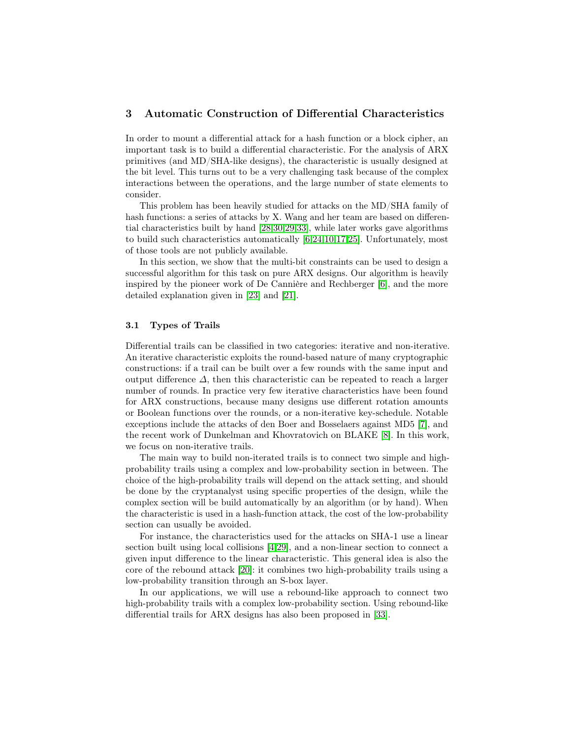## 3 Automatic Construction of Differential Characteristics

In order to mount a differential attack for a hash function or a block cipher, an important task is to build a differential characteristic. For the analysis of ARX primitives (and MD/SHA-like designs), the characteristic is usually designed at the bit level. This turns out to be a very challenging task because of the complex interactions between the operations, and the large number of state elements to consider.

This problem has been heavily studied for attacks on the MD/SHA family of hash functions: a series of attacks by X. Wang and her team are based on differential characteristics built by hand [28,30,29,33], while later works gave algorithms to build such characteristics automatically [6,24,10,17,25]. Unfortunately, most of those tools are not publicly available.

In this section, we show that the multi-bit constraints can be used to design a successful algorithm for this task on pure ARX designs. Our algorithm is heavily inspired by the pioneer work of De Cannière and Rechberger [6], and the more detailed explanation given in [23] and [21].

### 3.1 Types of Trails

Differential trails can be classified in two categories: iterative and non-iterative. An iterative characteristic exploits the round-based nature of many cryptographic constructions: if a trail can be built over a few rounds with the same input and output difference $\Delta$, then this characteristic can be repeated to reach a larger number of rounds. In practice very few iterative characteristics have been found for ARX constructions, because many designs use different rotation amounts or Boolean functions over the rounds, or a non-iterative key-schedule. Notable exceptions include the attacks of den Boer and Bosselaers against MD5 [7], and the recent work of Dunkelman and Khovratovich on BLAKE [8]. In this work, we focus on non-iterative trails.

The main way to build non-iterated trails is to connect two simple and high-probability trails using a complex and low-probability section in between. The choice of the high-probability trails will depend on the attack setting, and should be done by the cryptanalyst using specific properties of the design, while the complex section will be build automatically by an algorithm (or by hand). When the characteristic is used in a hash-function attack, the cost of the low-probability section can usually be avoided.

For instance, the characteristics used for the attacks on SHA-1 use a linear section built using local collisions [4,29], and a non-linear section to connect a given input difference to the linear characteristic. This general idea is also the core of the rebound attack [20]: it combines two high-probability trails using a low-probability transition through an S-box layer.

In our applications, we will use a rebound-like approach to connect two high-probability trails with a complex low-probability section. Using rebound-like differential trails for ARX designs has also been proposed in [33].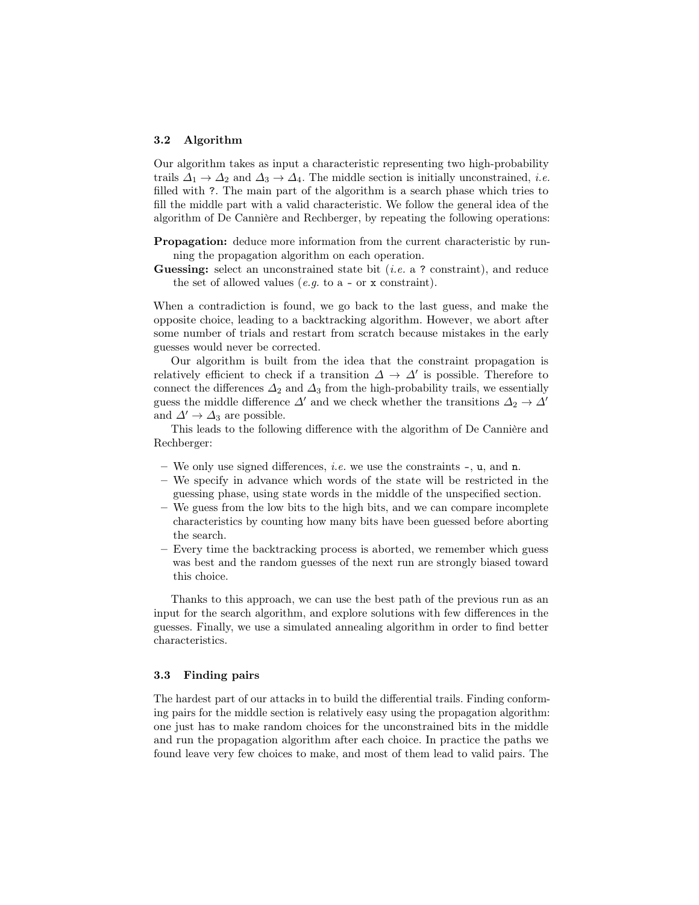### 3.2 Algorithm

Our algorithm takes as input a characteristic representing two high-probability trails $\Delta_1 \to \Delta_2$ and $\Delta_3 \to \Delta_4$. The middle section is initially unconstrained, *i.e.* filled with `?`. The main part of the algorithm is a search phase which tries to fill the middle part with a valid characteristic. We follow the general idea of the algorithm of De Cannière and Rechberger, by repeating the following operations:

**Propagation:** deduce more information from the current characteristic by running the propagation algorithm on each operation.

**Guessing:** select an unconstrained state bit (*i.e.* a `?` constraint), and reduce the set of allowed values (*e.g.* to a `-` or `x` constraint).

When a contradiction is found, we go back to the last guess, and make the opposite choice, leading to a backtracking algorithm. However, we abort after some number of trials and restart from scratch because mistakes in the early guesses would never be corrected.

Our algorithm is built from the idea that the constraint propagation is relatively efficient to check if a transition $\Delta \to \Delta'$ is possible. Therefore to connect the differences $\Delta_2$ and $\Delta_3$ from the high-probability trails, we essentially guess the middle difference $\Delta'$ and we check whether the transitions $\Delta_2 \to \Delta'$ and $\Delta' \to \Delta_3$ are possible.

This leads to the following difference with the algorithm of De Cannière and Rechberger:

- We only use signed differences, *i.e.* we use the constraints `-`, `u`, and `n`.
- We specify in advance which words of the state will be restricted in the guessing phase, using state words in the middle of the unspecified section.
- We guess from the low bits to the high bits, and we can compare incomplete characteristics by counting how many bits have been guessed before aborting the search.
- Every time the backtracking process is aborted, we remember which guess was best and the random guesses of the next run are strongly biased toward this choice.

Thanks to this approach, we can use the best path of the previous run as an input for the search algorithm, and explore solutions with few differences in the guesses. Finally, we use a simulated annealing algorithm in order to find better characteristics.

### 3.3 Finding pairs

The hardest part of our attacks in to build the differential trails. Finding conforming pairs for the middle section is relatively easy using the propagation algorithm: one just has to make random choices for the unconstrained bits in the middle and run the propagation algorithm after each choice. In practice the paths we found leave very few choices to make, and most of them lead to valid pairs. The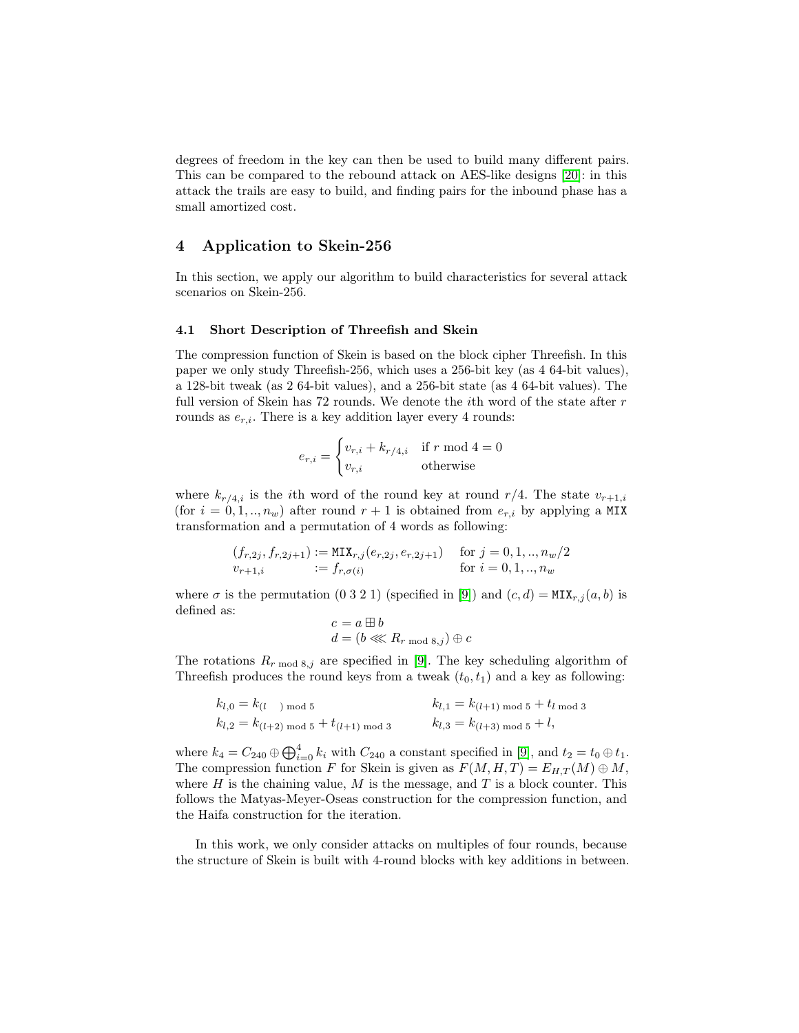degrees of freedom in the key can then be used to build many different pairs. This can be compared to the rebound attack on AES-like designs [20]: in this attack the trails are easy to build, and finding pairs for the inbound phase has a small amortized cost.

## 4 Application to Skein-256

In this section, we apply our algorithm to build characteristics for several attack scenarios on Skein-256.

### 4.1 Short Description of Threefish and Skein

The compression function of Skein is based on the block cipher Threefish. In this paper we only study Threefish-256, which uses a 256-bit key (as 4 64-bit values), a 128-bit tweak (as 2 64-bit values), and a 256-bit state (as 4 64-bit values). The full version of Skein has 72 rounds. We denote the $i$th word of the state after $r$ rounds as $e_{r,i}$. There is a key addition layer every 4 rounds:

$$e_{r,i} = \begin{cases} v_{r,i} + k_{r/4,i} & \text{if } r \bmod 4 = 0 \\ v_{r,i} & \text{otherwise} \end{cases}$$

where $k_{r/4,i}$ is the $i$th word of the round key at round $r/4$. The state $v_{r+1,i}$ (for $i = 0, 1, .., n_w$) after round $r+1$ is obtained from $e_{r,i}$ by applying a MIX transformation and a permutation of 4 words as following:

$$\begin{aligned} (f_{r,2j}, f_{r,2j+1}) &:= \texttt{MIX}_{r,j}(e_{r,2j}, e_{r,2j+1}) && \text{for } j = 0, 1, .., n_w/2 \\ v_{r+1,i} &:= f_{r,\sigma(i)} && \text{for } i = 0, 1, .., n_w \end{aligned}$$

where $\sigma$ is the permutation (0 3 2 1) (specified in [9]) and $(c, d) = \texttt{MIX}_{r,j}(a, b)$ is defined as:

$$\begin{aligned} c &= a \boxplus b \\ d &= (b \lll R_{r \bmod 8, j}) \oplus c \end{aligned}$$

The rotations $R_{r \bmod 8, j}$ are specified in [9]. The key scheduling algorithm of Threefish produces the round keys from a tweak $(t_0, t_1)$ and a key as following:

$$\begin{aligned} k_{l,0} &= k_{(l \quad) \bmod 5} & k_{l,1} &= k_{(l+1) \bmod 5} + t_{l \bmod 3} \\ k_{l,2} &= k_{(l+2) \bmod 5} + t_{(l+1) \bmod 3} & k_{l,3} &= k_{(l+3) \bmod 5} + l, \end{aligned}$$

where $k_4 = C_{240} \oplus \bigoplus_{i=0}^{4} k_i$ with $C_{240}$ a constant specified in [9], and $t_2 = t_0 \oplus t_1$. The compression function $F$ for Skein is given as $F(M, H, T) = E_{H,T}(M) \oplus M$, where $H$ is the chaining value, $M$ is the message, and $T$ is a block counter. This follows the Matyas-Meyer-Oseas construction for the compression function, and the Haifa construction for the iteration.

In this work, we only consider attacks on multiples of four rounds, because the structure of Skein is built with 4-round blocks with key additions in between.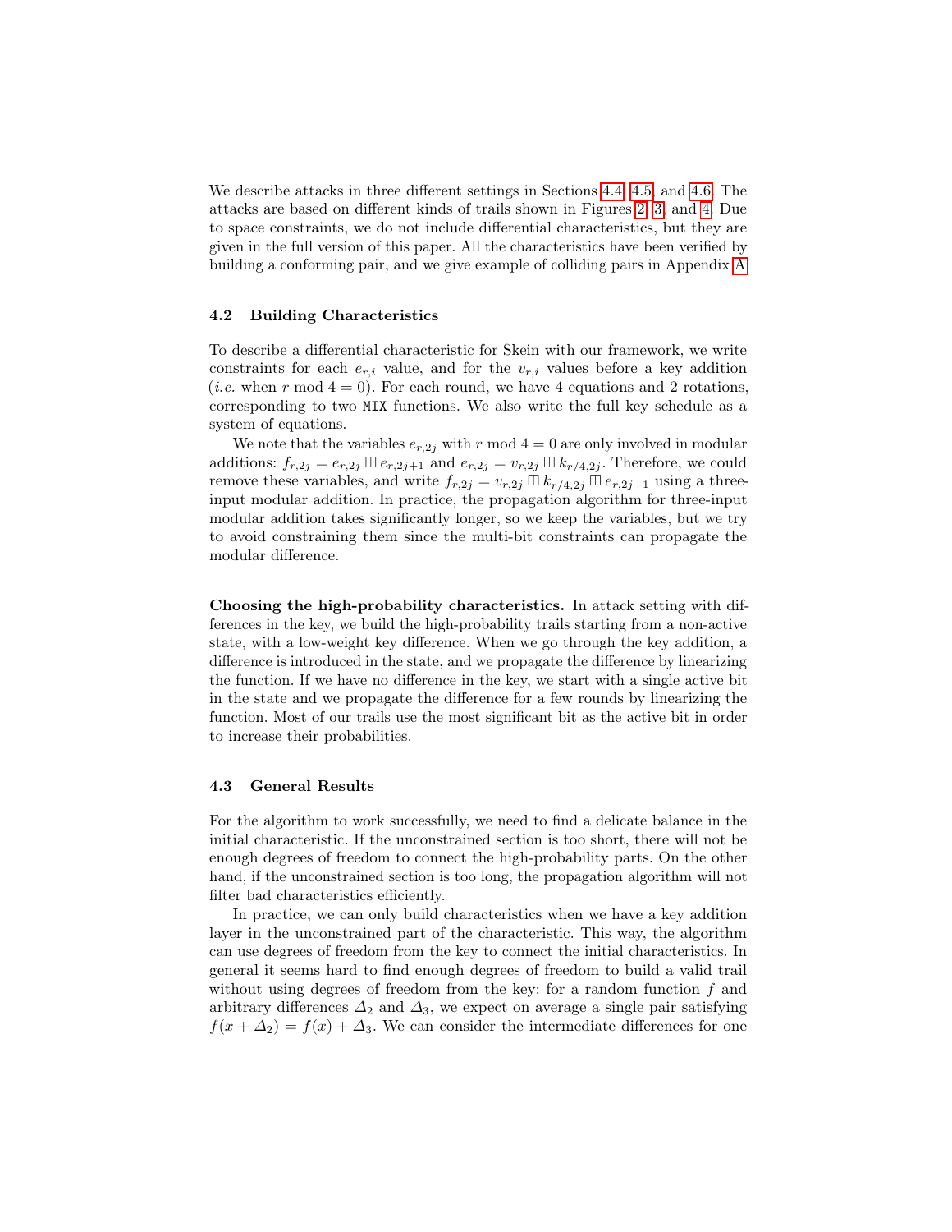We describe attacks in three different settings in Sections 4.4, 4.5, and 4.6. The attacks are based on different kinds of trails shown in Figures 2, 3, and 4. Due to space constraints, we do not include differential characteristics, but they are given in the full version of this paper. All the characteristics have been verified by building a conforming pair, and we give example of colliding pairs in Appendix A.

### 4.2 Building Characteristics

To describe a differential characteristic for Skein with our framework, we write constraints for each $e_{r,i}$ value, and for the $v_{r,i}$ values before a key addition (*i.e.* when $r \bmod 4 = 0$). For each round, we have 4 equations and 2 rotations, corresponding to two `MIX` functions. We also write the full key schedule as a system of equations.

We note that the variables $e_{r,2j}$ with $r \bmod 4 = 0$ are only involved in modular additions: $f_{r,2j} = e_{r,2j} \boxplus e_{r,2j+1}$ and $e_{r,2j} = v_{r,2j} \boxplus k_{r/4,2j}$. Therefore, we could remove these variables, and write $f_{r,2j} = v_{r,2j} \boxplus k_{r/4,2j} \boxplus e_{r,2j+1}$ using a three-input modular addition. In practice, the propagation algorithm for three-input modular addition takes significantly longer, so we keep the variables, but we try to avoid constraining them since the multi-bit constraints can propagate the modular difference.

**Choosing the high-probability characteristics.** In attack setting with differences in the key, we build the high-probability trails starting from a non-active state, with a low-weight key difference. When we go through the key addition, a difference is introduced in the state, and we propagate the difference by linearizing the function. If we have no difference in the key, we start with a single active bit in the state and we propagate the difference for a few rounds by linearizing the function. Most of our trails use the most significant bit as the active bit in order to increase their probabilities.

### 4.3 General Results

For the algorithm to work successfully, we need to find a delicate balance in the initial characteristic. If the unconstrained section is too short, there will not be enough degrees of freedom to connect the high-probability parts. On the other hand, if the unconstrained section is too long, the propagation algorithm will not filter bad characteristics efficiently.

In practice, we can only build characteristics when we have a key addition layer in the unconstrained part of the characteristic. This way, the algorithm can use degrees of freedom from the key to connect the initial characteristics. In general it seems hard to find enough degrees of freedom to build a valid trail without using degrees of freedom from the key: for a random function $f$ and arbitrary differences $\Delta_2$ and $\Delta_3$, we expect on average a single pair satisfying $f(x + \Delta_2) = f(x) + \Delta_3$. We can consider the intermediate differences for one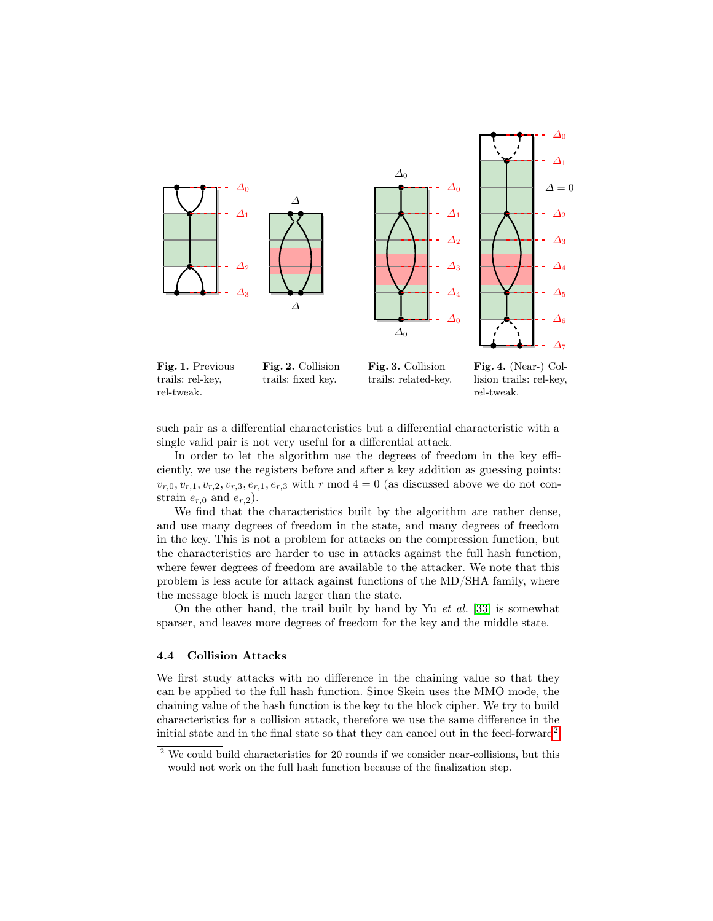Fig. 1. Previous trails: rel-key, rel-tweak.

Fig. 2. Collision trails: fixed key.

Fig. 3. Collision trails: related-key.

Fig. 4. (Near-) Collision trails: rel-key, rel-tweak.

such pair as a differential characteristics but a differential characteristic with a single valid pair is not very useful for a differential attack.

In order to let the algorithm use the degrees of freedom in the key efficiently, we use the registers before and after a key addition as guessing points: $v_{r,0}, v_{r,1}, v_{r,2}, v_{r,3}, e_{r,1}, e_{r,3}$ with $r \bmod 4 = 0$ (as discussed above we do not constrain $e_{r,0}$ and $e_{r,2}$).

We find that the characteristics built by the algorithm are rather dense, and use many degrees of freedom in the state, and many degrees of freedom in the key. This is not a problem for attacks on the compression function, but the characteristics are harder to use in attacks against the full hash function, where fewer degrees of freedom are available to the attacker. We note that this problem is less acute for attack against functions of the MD/SHA family, where the message block is much larger than the state.

On the other hand, the trail built by hand by Yu *et al.* [33] is somewhat sparser, and leaves more degrees of freedom for the key and the middle state.

### 4.4 Collision Attacks

We first study attacks with no difference in the chaining value so that they can be applied to the full hash function. Since Skein uses the MMO mode, the chaining value of the hash function is the key to the block cipher. We try to build characteristics for a collision attack, therefore we use the same difference in the initial state and in the final state so that they can cancel out in the feed-forward[2].

[2] We could build characteristics for 20 rounds if we consider near-collisions, but this would not work on the full hash function because of the finalization step.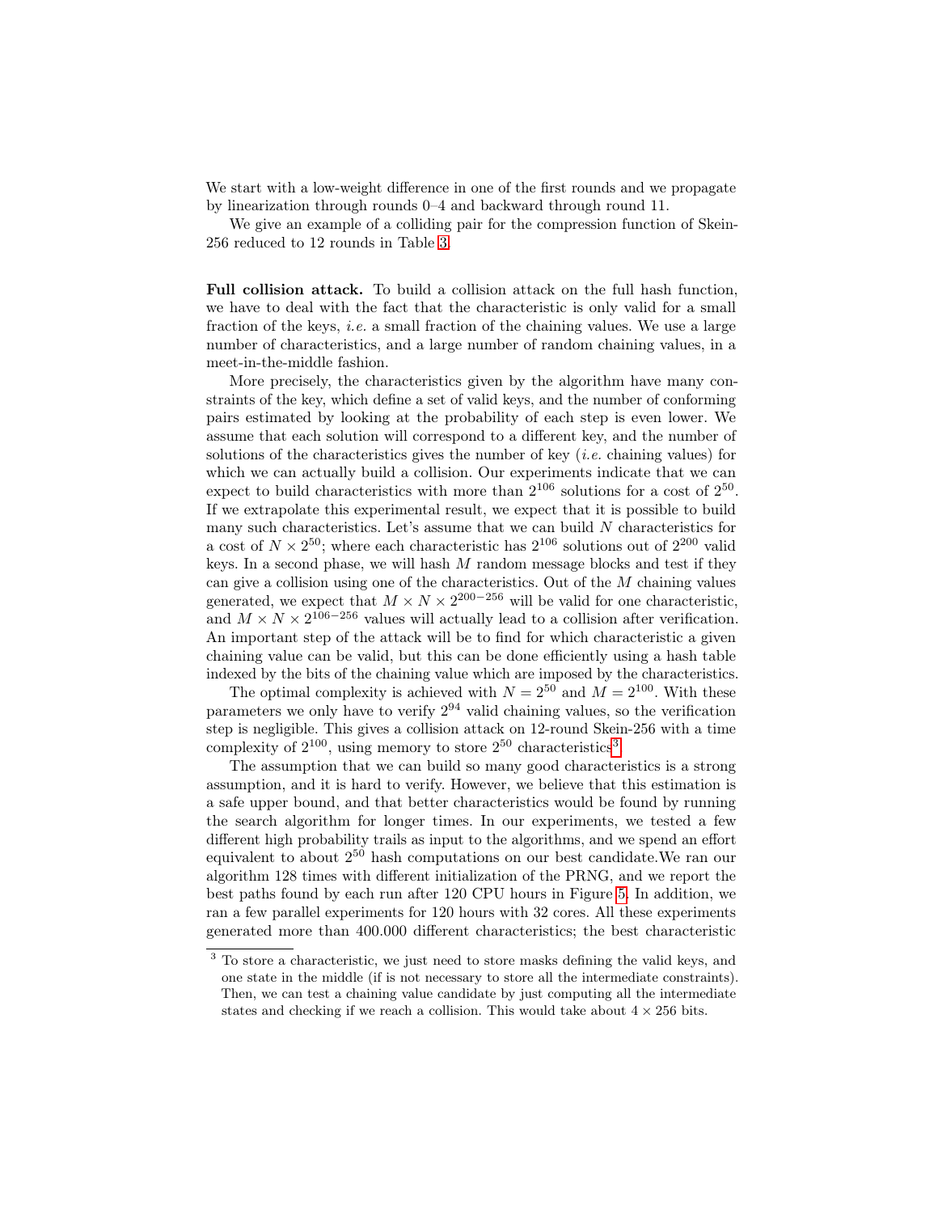We start with a low-weight difference in one of the first rounds and we propagate by linearization through rounds 0–4 and backward through round 11.

We give an example of a colliding pair for the compression function of Skein-256 reduced to 12 rounds in Table 3.

**Full collision attack.** To build a collision attack on the full hash function, we have to deal with the fact that the characteristic is only valid for a small fraction of the keys, *i.e.* a small fraction of the chaining values. We use a large number of characteristics, and a large number of random chaining values, in a meet-in-the-middle fashion.

More precisely, the characteristics given by the algorithm have many constraints of the key, which define a set of valid keys, and the number of conforming pairs estimated by looking at the probability of each step is even lower. We assume that each solution will correspond to a different key, and the number of solutions of the characteristics gives the number of key (*i.e.* chaining values) for which we can actually build a collision. Our experiments indicate that we can expect to build characteristics with more than $2^{106}$ solutions for a cost of $2^{50}$. If we extrapolate this experimental result, we expect that it is possible to build many such characteristics. Let's assume that we can build $N$ characteristics for a cost of $N \times 2^{50}$; where each characteristic has $2^{106}$ solutions out of $2^{200}$ valid keys. In a second phase, we will hash $M$ random message blocks and test if they can give a collision using one of the characteristics. Out of the $M$ chaining values generated, we expect that $M \times N \times 2^{200-256}$ will be valid for one characteristic, and $M \times N \times 2^{106-256}$ values will actually lead to a collision after verification. An important step of the attack will be to find for which characteristic a given chaining value can be valid, but this can be done efficiently using a hash table indexed by the bits of the chaining value which are imposed by the characteristics.

The optimal complexity is achieved with $N = 2^{50}$ and $M = 2^{100}$. With these parameters we only have to verify $2^{94}$ valid chaining values, so the verification step is negligible. This gives a collision attack on 12-round Skein-256 with a time complexity of $2^{100}$, using memory to store $2^{50}$ characteristics[3].

The assumption that we can build so many good characteristics is a strong assumption, and it is hard to verify. However, we believe that this estimation is a safe upper bound, and that better characteristics would be found by running the search algorithm for longer times. In our experiments, we tested a few different high probability trails as input to the algorithms, and we spend an effort equivalent to about $2^{50}$ hash computations on our best candidate.We ran our algorithm 128 times with different initialization of the PRNG, and we report the best paths found by each run after 120 CPU hours in Figure 5. In addition, we ran a few parallel experiments for 120 hours with 32 cores. All these experiments generated more than 400.000 different characteristics; the best characteristic

[3] To store a characteristic, we just need to store masks defining the valid keys, and one state in the middle (if is not necessary to store all the intermediate constraints). Then, we can test a chaining value candidate by just computing all the intermediate states and checking if we reach a collision. This would take about $4 \times 256$ bits.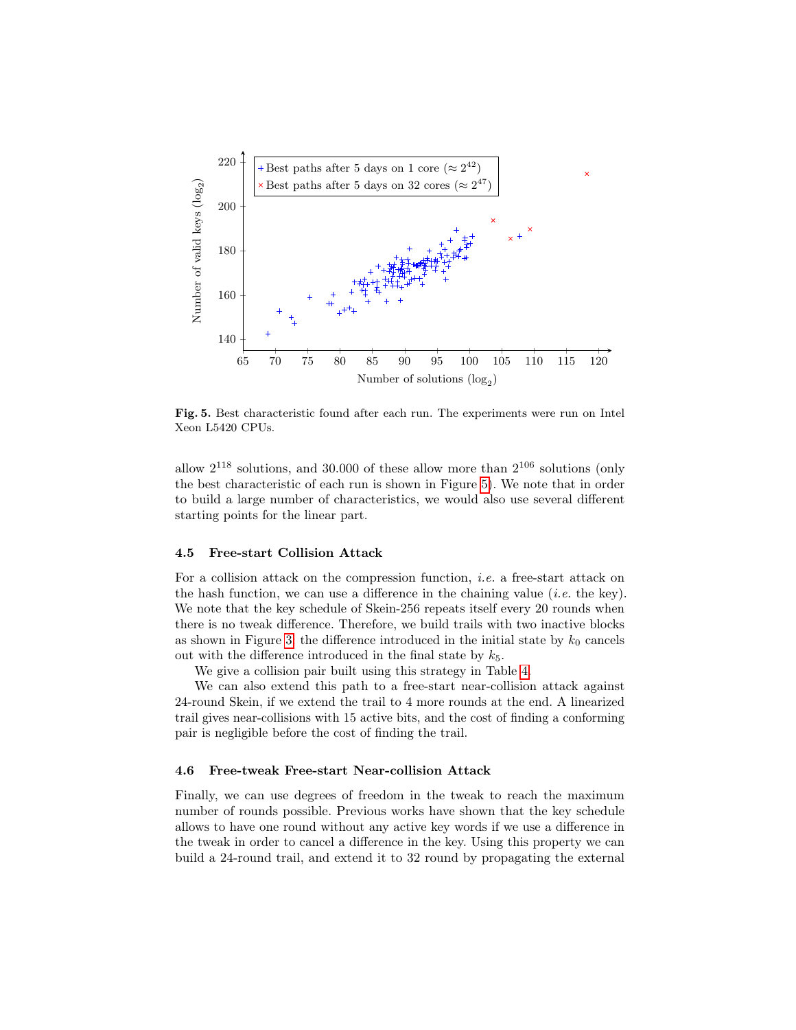**Fig. 5.** Best characteristic found after each run. The experiments were run on Intel Xeon L5420 CPUs.

allow $2^{118}$ solutions, and 30.000 of these allow more than $2^{106}$ solutions (only the best characteristic of each run is shown in Figure 5). We note that in order to build a large number of characteristics, we would also use several different starting points for the linear part.

### 4.5 Free-start Collision Attack

For a collision attack on the compression function, *i.e.* a free-start attack on the hash function, we can use a difference in the chaining value (*i.e.* the key). We note that the key schedule of Skein-256 repeats itself every 20 rounds when there is no tweak difference. Therefore, we build trails with two inactive blocks as shown in Figure 3: the difference introduced in the initial state by $k_0$ cancels out with the difference introduced in the final state by $k_5$.

We give a collision pair built using this strategy in Table 4.

We can also extend this path to a free-start near-collision attack against 24-round Skein, if we extend the trail to 4 more rounds at the end. A linearized trail gives near-collisions with 15 active bits, and the cost of finding a conforming pair is negligible before the cost of finding the trail.

### 4.6 Free-tweak Free-start Near-collision Attack

Finally, we can use degrees of freedom in the tweak to reach the maximum number of rounds possible. Previous works have shown that the key schedule allows to have one round without any active key words if we use a difference in the tweak in order to cancel a difference in the key. Using this property we can build a 24-round trail, and extend it to 32 round by propagating the external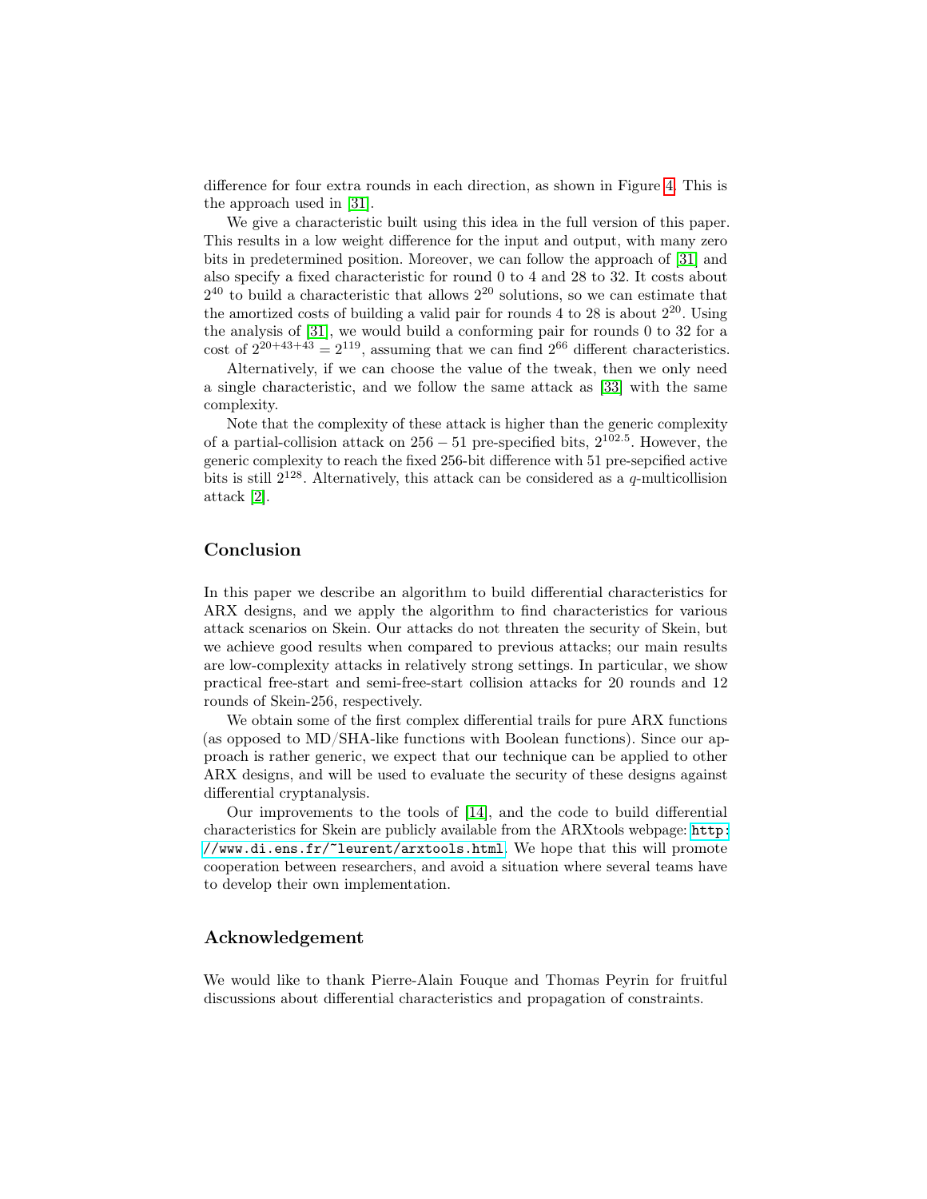difference for four extra rounds in each direction, as shown in Figure 4. This is the approach used in [31].

We give a characteristic built using this idea in the full version of this paper. This results in a low weight difference for the input and output, with many zero bits in predetermined position. Moreover, we can follow the approach of [31] and also specify a fixed characteristic for round 0 to 4 and 28 to 32. It costs about $2^{40}$ to build a characteristic that allows $2^{20}$ solutions, so we can estimate that the amortized costs of building a valid pair for rounds 4 to 28 is about $2^{20}$. Using the analysis of [31], we would build a conforming pair for rounds 0 to 32 for a cost of $2^{20+43+43} = 2^{119}$, assuming that we can find $2^{66}$ different characteristics.

Alternatively, if we can choose the value of the tweak, then we only need a single characteristic, and we follow the same attack as [33] with the same complexity.

Note that the complexity of these attack is higher than the generic complexity of a partial-collision attack on $256 - 51$ pre-specified bits, $2^{102.5}$. However, the generic complexity to reach the fixed 256-bit difference with 51 pre-sepcified active bits is still $2^{128}$. Alternatively, this attack can be considered as a $q$-multicollision attack [2].

## Conclusion

In this paper we describe an algorithm to build differential characteristics for ARX designs, and we apply the algorithm to find characteristics for various attack scenarios on Skein. Our attacks do not threaten the security of Skein, but we achieve good results when compared to previous attacks; our main results are low-complexity attacks in relatively strong settings. In particular, we show practical free-start and semi-free-start collision attacks for 20 rounds and 12 rounds of Skein-256, respectively.

We obtain some of the first complex differential trails for pure ARX functions (as opposed to MD/SHA-like functions with Boolean functions). Since our approach is rather generic, we expect that our technique can be applied to other ARX designs, and will be used to evaluate the security of these designs against differential cryptanalysis.

Our improvements to the tools of [14], and the code to build differential characteristics for Skein are publicly available from the ARXtools webpage: http://www.di.ens.fr/~leurent/arxtools.html. We hope that this will promote cooperation between researchers, and avoid a situation where several teams have to develop their own implementation.

## Acknowledgement

We would like to thank Pierre-Alain Fouque and Thomas Peyrin for fruitful discussions about differential characteristics and propagation of constraints.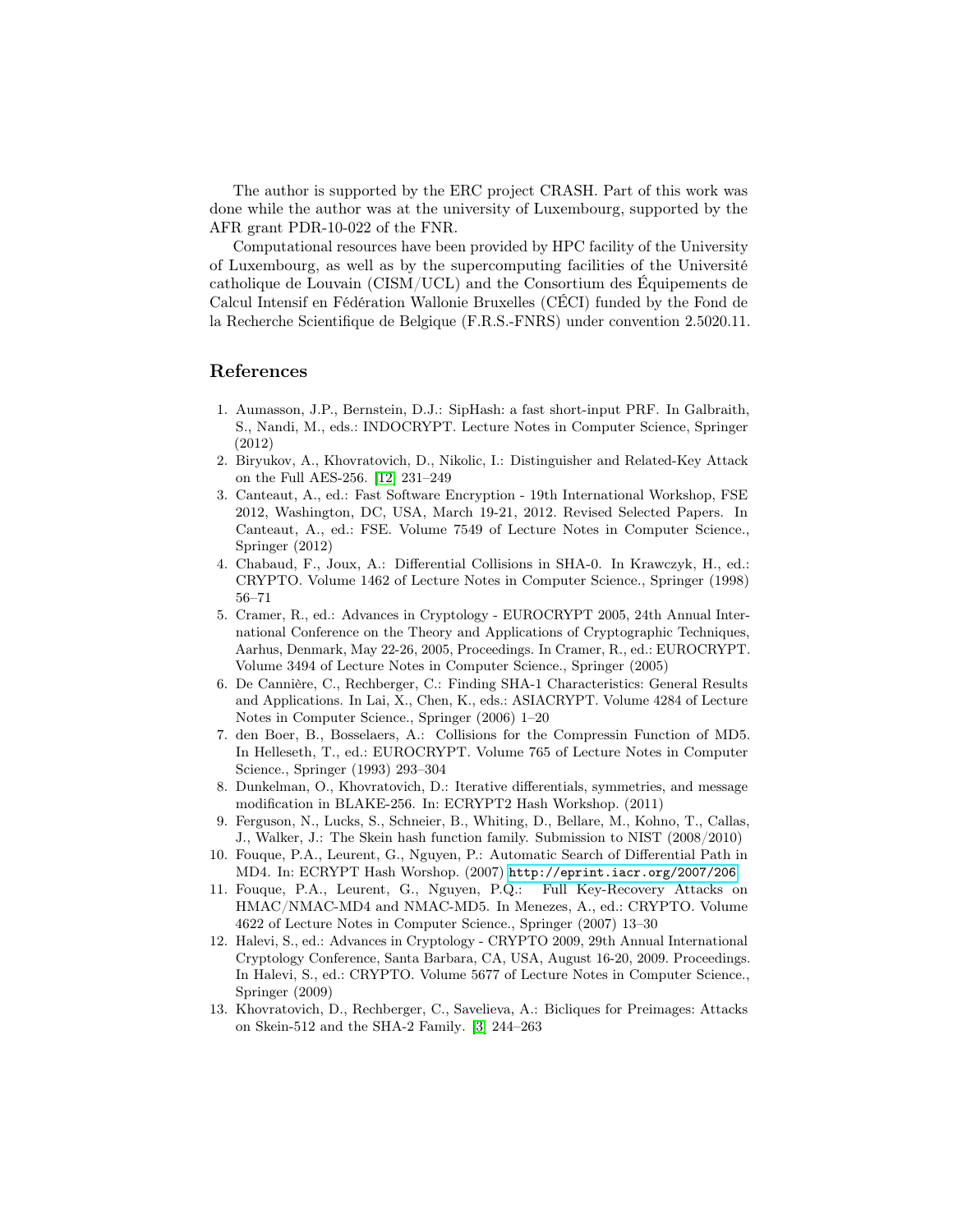The author is supported by the ERC project CRASH. Part of this work was done while the author was at the university of Luxembourg, supported by the AFR grant PDR-10-022 of the FNR.

Computational resources have been provided by HPC facility of the University of Luxembourg, as well as by the supercomputing facilities of the Université catholique de Louvain (CISM/UCL) and the Consortium des Équipements de Calcul Intensif en Fédération Wallonie Bruxelles (CÉCI) funded by the Fond de la Recherche Scientifique de Belgique (F.R.S.-FNRS) under convention 2.5020.11.

## References

1. Aumasson, J.P., Bernstein, D.J.: SipHash: a fast short-input PRF. In Galbraith, S., Nandi, M., eds.: INDOCRYPT. Lecture Notes in Computer Science, Springer (2012)
2. Biryukov, A., Khovratovich, D., Nikolic, I.: Distinguisher and Related-Key Attack on the Full AES-256. [12] 231–249
3. Canteaut, A., ed.: Fast Software Encryption - 19th International Workshop, FSE 2012, Washington, DC, USA, March 19-21, 2012. Revised Selected Papers. In Canteaut, A., ed.: FSE. Volume 7549 of Lecture Notes in Computer Science., Springer (2012)
4. Chabaud, F., Joux, A.: Differential Collisions in SHA-0. In Krawczyk, H., ed.: CRYPTO. Volume 1462 of Lecture Notes in Computer Science., Springer (1998) 56–71
5. Cramer, R., ed.: Advances in Cryptology - EUROCRYPT 2005, 24th Annual International Conference on the Theory and Applications of Cryptographic Techniques, Aarhus, Denmark, May 22-26, 2005, Proceedings. In Cramer, R., ed.: EUROCRYPT. Volume 3494 of Lecture Notes in Computer Science., Springer (2005)
6. De Cannière, C., Rechberger, C.: Finding SHA-1 Characteristics: General Results and Applications. In Lai, X., Chen, K., eds.: ASIACRYPT. Volume 4284 of Lecture Notes in Computer Science., Springer (2006) 1–20
7. den Boer, B., Bosselaers, A.: Collisions for the Compressin Function of MD5. In Helleseth, T., ed.: EUROCRYPT. Volume 765 of Lecture Notes in Computer Science., Springer (1993) 293–304
8. Dunkelman, O., Khovratovich, D.: Iterative differentials, symmetries, and message modification in BLAKE-256. In: ECRYPT2 Hash Workshop. (2011)
9. Ferguson, N., Lucks, S., Schneier, B., Whiting, D., Bellare, M., Kohno, T., Callas, J., Walker, J.: The Skein hash function family. Submission to NIST (2008/2010)
10. Fouque, P.A., Leurent, G., Nguyen, P.: Automatic Search of Differential Path in MD4. In: ECRYPT Hash Worshop. (2007) http://eprint.iacr.org/2007/206
11. Fouque, P.A., Leurent, G., Nguyen, P.Q.: Full Key-Recovery Attacks on HMAC/NMAC-MD4 and NMAC-MD5. In Menezes, A., ed.: CRYPTO. Volume 4622 of Lecture Notes in Computer Science., Springer (2007) 13–30
12. Halevi, S., ed.: Advances in Cryptology - CRYPTO 2009, 29th Annual International Cryptology Conference, Santa Barbara, CA, USA, August 16-20, 2009. Proceedings. In Halevi, S., ed.: CRYPTO. Volume 5677 of Lecture Notes in Computer Science., Springer (2009)
13. Khovratovich, D., Rechberger, C., Savelieva, A.: Bicliques for Preimages: Attacks on Skein-512 and the SHA-2 Family. [3] 244–263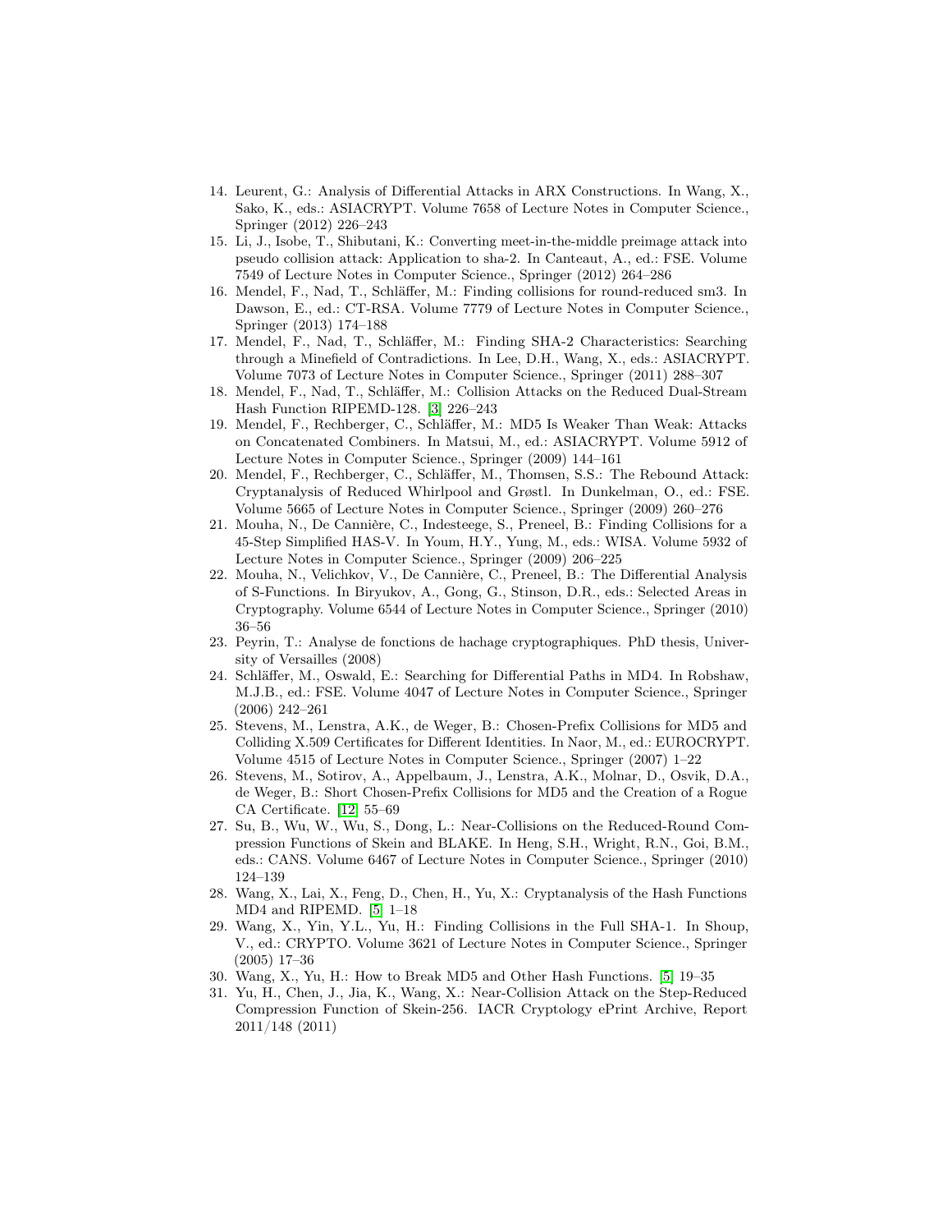14. Leurent, G.: Analysis of Differential Attacks in ARX Constructions. In Wang, X., Sako, K., eds.: ASIACRYPT. Volume 7658 of Lecture Notes in Computer Science., Springer (2012) 226–243
15. Li, J., Isobe, T., Shibutani, K.: Converting meet-in-the-middle preimage attack into pseudo collision attack: Application to sha-2. In Canteaut, A., ed.: FSE. Volume 7549 of Lecture Notes in Computer Science., Springer (2012) 264–286
16. Mendel, F., Nad, T., Schläffer, M.: Finding collisions for round-reduced sm3. In Dawson, E., ed.: CT-RSA. Volume 7779 of Lecture Notes in Computer Science., Springer (2013) 174–188
17. Mendel, F., Nad, T., Schläffer, M.: Finding SHA-2 Characteristics: Searching through a Minefield of Contradictions. In Lee, D.H., Wang, X., eds.: ASIACRYPT. Volume 7073 of Lecture Notes in Computer Science., Springer (2011) 288–307
18. Mendel, F., Nad, T., Schläffer, M.: Collision Attacks on the Reduced Dual-Stream Hash Function RIPEMD-128. [3] 226–243
19. Mendel, F., Rechberger, C., Schläffer, M.: MD5 Is Weaker Than Weak: Attacks on Concatenated Combiners. In Matsui, M., ed.: ASIACRYPT. Volume 5912 of Lecture Notes in Computer Science., Springer (2009) 144–161
20. Mendel, F., Rechberger, C., Schläffer, M., Thomsen, S.S.: The Rebound Attack: Cryptanalysis of Reduced Whirlpool and Grøstl. In Dunkelman, O., ed.: FSE. Volume 5665 of Lecture Notes in Computer Science., Springer (2009) 260–276
21. Mouha, N., De Cannière, C., Indesteege, S., Preneel, B.: Finding Collisions for a 45-Step Simplified HAS-V. In Youm, H.Y., Yung, M., eds.: WISA. Volume 5932 of Lecture Notes in Computer Science., Springer (2009) 206–225
22. Mouha, N., Velichkov, V., De Cannière, C., Preneel, B.: The Differential Analysis of S-Functions. In Biryukov, A., Gong, G., Stinson, D.R., eds.: Selected Areas in Cryptography. Volume 6544 of Lecture Notes in Computer Science., Springer (2010) 36–56
23. Peyrin, T.: Analyse de fonctions de hachage cryptographiques. PhD thesis, University of Versailles (2008)
24. Schläffer, M., Oswald, E.: Searching for Differential Paths in MD4. In Robshaw, M.J.B., ed.: FSE. Volume 4047 of Lecture Notes in Computer Science., Springer (2006) 242–261
25. Stevens, M., Lenstra, A.K., de Weger, B.: Chosen-Prefix Collisions for MD5 and Colliding X.509 Certificates for Different Identities. In Naor, M., ed.: EUROCRYPT. Volume 4515 of Lecture Notes in Computer Science., Springer (2007) 1–22
26. Stevens, M., Sotirov, A., Appelbaum, J., Lenstra, A.K., Molnar, D., Osvik, D.A., de Weger, B.: Short Chosen-Prefix Collisions for MD5 and the Creation of a Rogue CA Certificate. [12] 55–69
27. Su, B., Wu, W., Wu, S., Dong, L.: Near-Collisions on the Reduced-Round Compression Functions of Skein and BLAKE. In Heng, S.H., Wright, R.N., Goi, B.M., eds.: CANS. Volume 6467 of Lecture Notes in Computer Science., Springer (2010) 124–139
28. Wang, X., Lai, X., Feng, D., Chen, H., Yu, X.: Cryptanalysis of the Hash Functions MD4 and RIPEMD. [5] 1–18
29. Wang, X., Yin, Y.L., Yu, H.: Finding Collisions in the Full SHA-1. In Shoup, V., ed.: CRYPTO. Volume 3621 of Lecture Notes in Computer Science., Springer (2005) 17–36
30. Wang, X., Yu, H.: How to Break MD5 and Other Hash Functions. [5] 19–35
31. Yu, H., Chen, J., Jia, K., Wang, X.: Near-Collision Attack on the Step-Reduced Compression Function of Skein-256. IACR Cryptology ePrint Archive, Report 2011/148 (2011)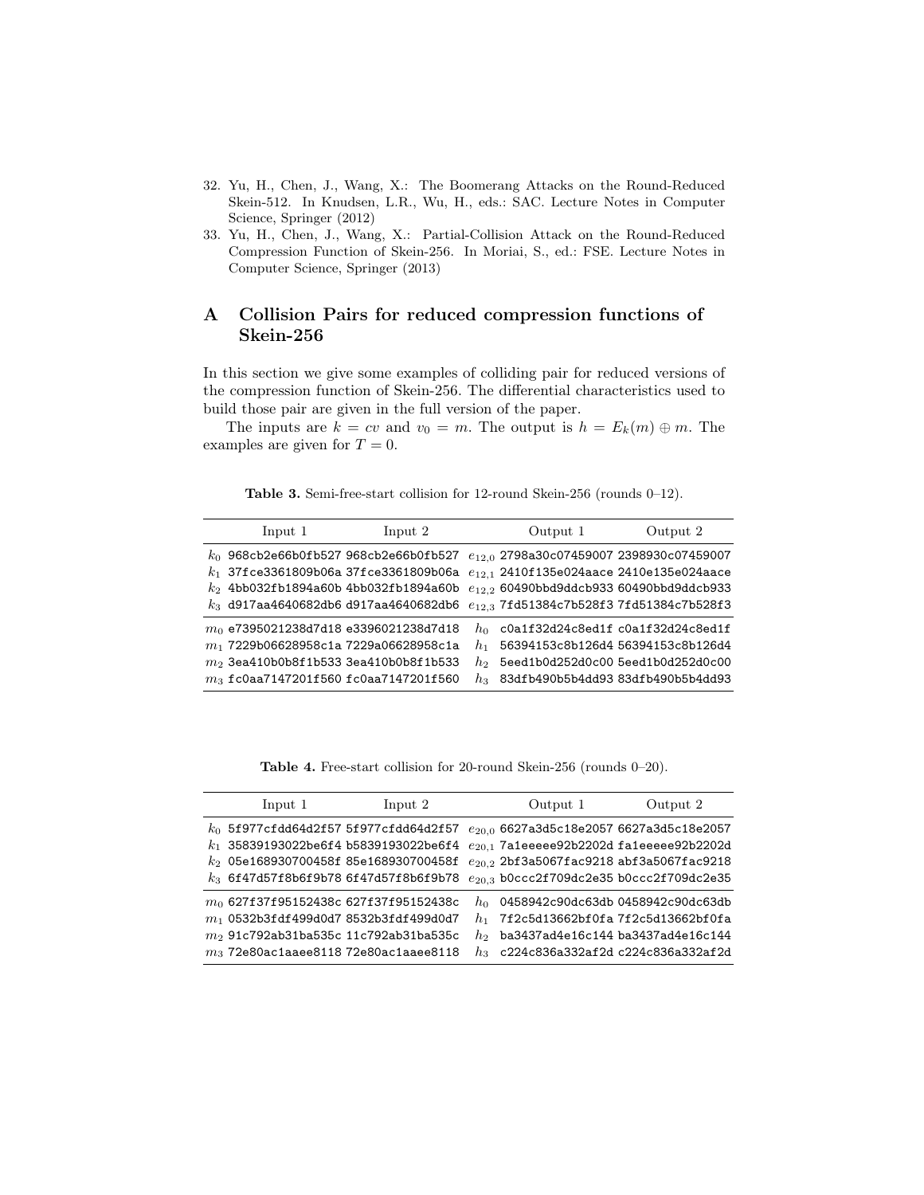32. Yu, H., Chen, J., Wang, X.: The Boomerang Attacks on the Round-Reduced Skein-512. In Knudsen, L.R., Wu, H., eds.: SAC. Lecture Notes in Computer Science, Springer (2012)
33. Yu, H., Chen, J., Wang, X.: Partial-Collision Attack on the Round-Reduced Compression Function of Skein-256. In Moriai, S., ed.: FSE. Lecture Notes in Computer Science, Springer (2013)

# A Collision Pairs for reduced compression functions of Skein-256

In this section we give some examples of colliding pair for reduced versions of the compression function of Skein-256. The differential characteristics used to build those pair are given in the full version of the paper.

The inputs are $k = cv$ and $v_0 = m$. The output is $h = E_k(m) \oplus m$. The examples are given for $T = 0$.

**Table 3.** Semi-free-start collision for 12-round Skein-256 (rounds 0–12).

| | Input 1 | Input 2 | | Output 1 | Output 2 |
|---|---|---|---|---|---|
| $k_0$ | 968cb2e66b0fb527 | 968cb2e66b0fb527 | $e_{12,0}$ | 2798a30c07459007 | 2398930c07459007 |
| $k_1$ | 37fce3361809b06a | 37fce3361809b06a | $e_{12,1}$ | 2410f135e024aace | 2410e135e024aace |
| $k_2$ | 4bb032fb1894a60b | 4bb032fb1894a60b | $e_{12,2}$ | 60490bbd9ddcb933 | 60490bbd9ddcb933 |
| $k_3$ | d917aa4640682db6 | d917aa4640682db6 | $e_{12,3}$ | 7fd51384c7b528f3 | 7fd51384c7b528f3 |
| $m_0$ | e7395021238d7d18 | e3396021238d7d18 | $h_0$ | c0a1f32d24c8ed1f | c0a1f32d24c8ed1f |
| $m_1$ | 7229b06628958c1a | 7229a06628958c1a | $h_1$ | 56394153c8b126d4 | 56394153c8b126d4 |
| $m_2$ | 3ea410b0b8f1b533 | 3ea410b0b8f1b533 | $h_2$ | 5eed1b0d252d0c00 | 5eed1b0d252d0c00 |
| $m_3$ | fc0aa7147201f560 | fc0aa7147201f560 | $h_3$ | 83dfb490b5b4dd93 | 83dfb490b5b4dd93 |

**Table 4.** Free-start collision for 20-round Skein-256 (rounds 0–20).

| | Input 1 | Input 2 | | Output 1 | Output 2 |
|---|---|---|---|---|---|
| $k_0$ | 5f977cfdd64d2f57 | 5f977cfdd64d2f57 | $e_{20,0}$ | 6627a3d5c18e2057 | 6627a3d5c18e2057 |
| $k_1$ | 35839193022be6f4 | b5839193022be6f4 | $e_{20,1}$ | 7a1eeeee92b2202d | fa1eeeee92b2202d |
| $k_2$ | 05e168930700458f | 85e168930700458f | $e_{20,2}$ | 2bf3a5067fac9218 | abf3a5067fac9218 |
| $k_3$ | 6f47d57f8b6f9b78 | 6f47d57f8b6f9b78 | $e_{20,3}$ | b0ccc2f709dc2e35 | b0ccc2f709dc2e35 |
| $m_0$ | 627f37f95152438c | 627f37f95152438c | $h_0$ | 0458942c90dc63db | 0458942c90dc63db |
| $m_1$ | 0532b3fdf499d0d7 | 8532b3fdf499d0d7 | $h_1$ | 7f2c5d13662bf0fa | 7f2c5d13662bf0fa |
| $m_2$ | 91c792ab31ba535c | 11c792ab31ba535c | $h_2$ | ba3437ad4e16c144 | ba3437ad4e16c144 |
| $m_3$ | 72e80ac1aaee8118 | 72e80ac1aaee8118 | $h_3$ | c224c836a332af2d | c224c836a332af2d |